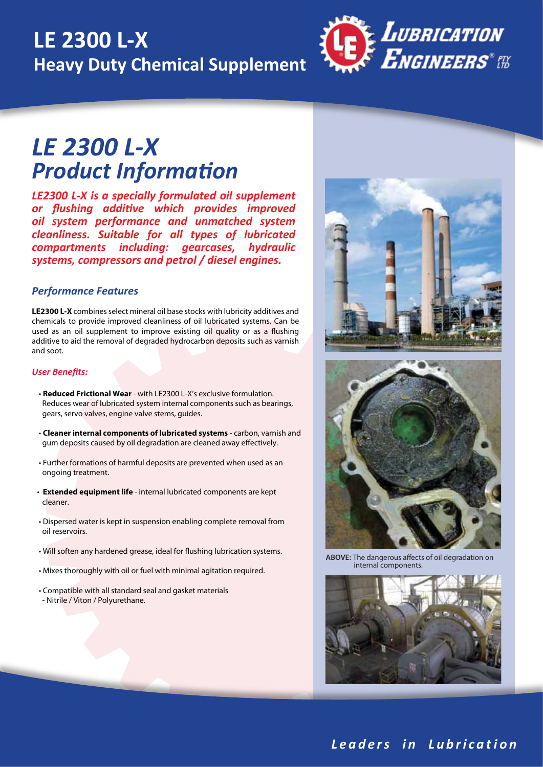# LE 2300 L-X
## Heavy Duty Chemical Supplement

# *LE 2300 L-X Product Information*

***LE2300 L-X is a specially formulated oil supplement or flushing additive which provides improved oil system performance and unmatched system cleanliness. Suitable for all types of lubricated compartments including: gearcases, hydraulic systems, compressors and petrol / diesel engines.***

### *Performance Features*

**LE2300 L-X** combines select mineral oil base stocks with lubricity additives and chemicals to provide improved cleanliness of oil lubricated systems. Can be used as an oil supplement to improve existing oil quality or as a flushing additive to aid the removal of degraded hydrocarbon deposits such as varnish and soot.

#### *User Benefits:*

- **Reduced Frictional Wear** - with LE2300 L-X's exclusive formulation. Reduces wear of lubricated system internal components such as bearings, gears, servo valves, engine valve stems, guides.
- **Cleaner internal components of lubricated systems** - carbon, varnish and gum deposits caused by oil degradation are cleaned away effectively.
- Further formations of harmful deposits are prevented when used as an ongoing treatment.
- **Extended equipment life** - internal lubricated components are kept cleaner.
- Dispersed water is kept in suspension enabling complete removal from oil reservoirs.
- Will soften any hardened grease, ideal for flushing lubrication systems.
- Mixes thoroughly with oil or fuel with minimal agitation required.
- Compatible with all standard seal and gasket materials - Nitrile / Viton / Polyurethane.

**ABOVE:** The dangerous affects of oil degradation on internal components.

*Leaders in Lubrication*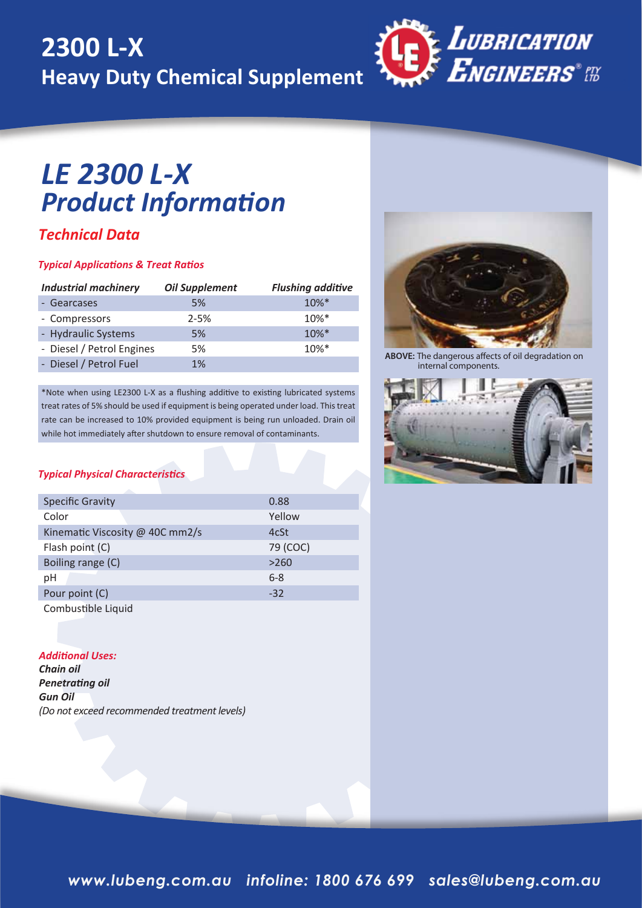# 2300 L-X
## Heavy Duty Chemical Supplement

# *LE 2300 L-X Product Information*

## *Technical Data*

### *Typical Applications & Treat Ratios*

| *Industrial machinery* | *Oil Supplement* | *Flushing additive* |
|---|---|---|
| - Gearcases | 5% | 10%* |
| - Compressors | 2-5% | 10%* |
| - Hydraulic Systems | 5% | 10%* |
| - Diesel / Petrol Engines | 5% | 10%* |
| - Diesel / Petrol Fuel | 1% | |

*Note when using LE2300 L-X as a flushing additive to existing lubricated systems treat rates of 5% should be used if equipment is being operated under load. This treat rate can be increased to 10% provided equipment is being run unloaded. Drain oil while hot immediately after shutdown to ensure removal of contaminants.

### *Typical Physical Characteristics*

| | |
|---|---|
| Specific Gravity | 0.88 |
| Color | Yellow |
| Kinematic Viscosity @ 40C mm2/s | 4cSt |
| Flash point (C) | 79 (COC) |
| Boiling range (C) | >260 |
| pH | 6-8 |
| Pour point (C) | -32 |
| Combustible Liquid | |

### *Additional Uses:*

***Chain oil***
***Penetrating oil***
***Gun Oil***
*(Do not exceed recommended treatment levels)*

**ABOVE:** The dangerous affects of oil degradation on internal components.

www.lubeng.com.au infoline: 1800 676 699 sales@lubeng.com.au